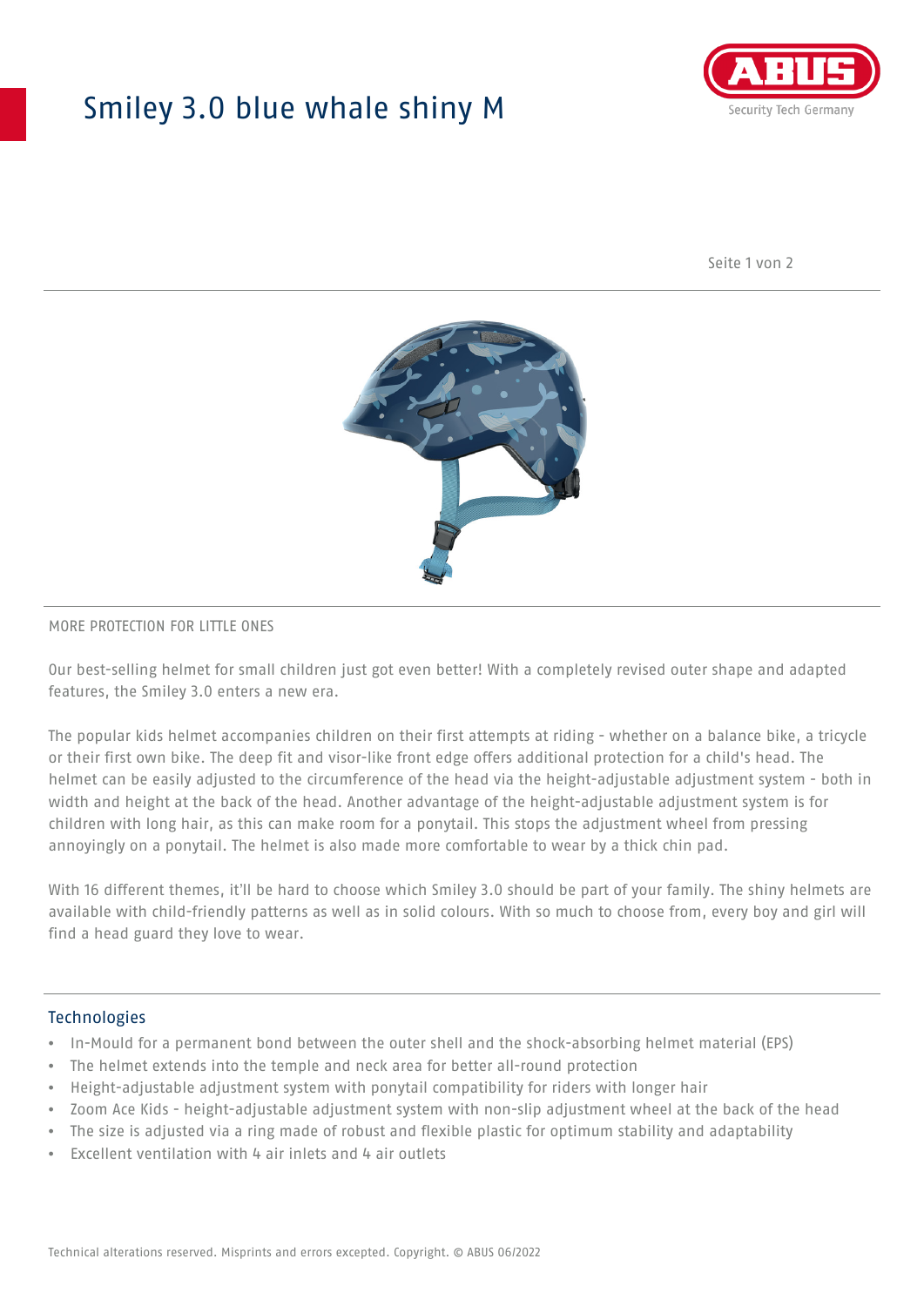# Smiley 3.0 blue whale shiny M

MORE PROTECTION FOR LITTLE ONES

Our best-selling helmet for small children just got even better! With a completely revised outer shape and adapted features, the Smiley 3.0 enters a new era.

The popular kids helmet accompanies children on their first attempts at riding - whether on a balance bike, a tricycle or their first own bike. The deep fit and visor-like front edge offers additional protection for a child's head. The helmet can be easily adjusted to the circumference of the head via the height-adjustable adjustment system - both in width and height at the back of the head. Another advantage of the height-adjustable adjustment system is for children with long hair, as this can make room for a ponytail. This stops the adjustment wheel from pressing annoyingly on a ponytail. The helmet is also made more comfortable to wear by a thick chin pad.

With 16 different themes, it'll be hard to choose which Smiley 3.0 should be part of your family. The shiny helmets are available with child-friendly patterns as well as in solid colours. With so much to choose from, every boy and girl will find a head guard they love to wear.

## Technologies

- In-Mould for a permanent bond between the outer shell and the shock-absorbing helmet material (EPS)
- The helmet extends into the temple and neck area for better all-round protection
- Height-adjustable adjustment system with ponytail compatibility for riders with longer hair
- Zoom Ace Kids - height-adjustable adjustment system with non-slip adjustment wheel at the back of the head
- The size is adjusted via a ring made of robust and flexible plastic for optimum stability and adaptability
- Excellent ventilation with 4 air inlets and 4 air outlets

Technical alterations reserved. Misprints and errors excepted. Copyright. © ABUS 06/2022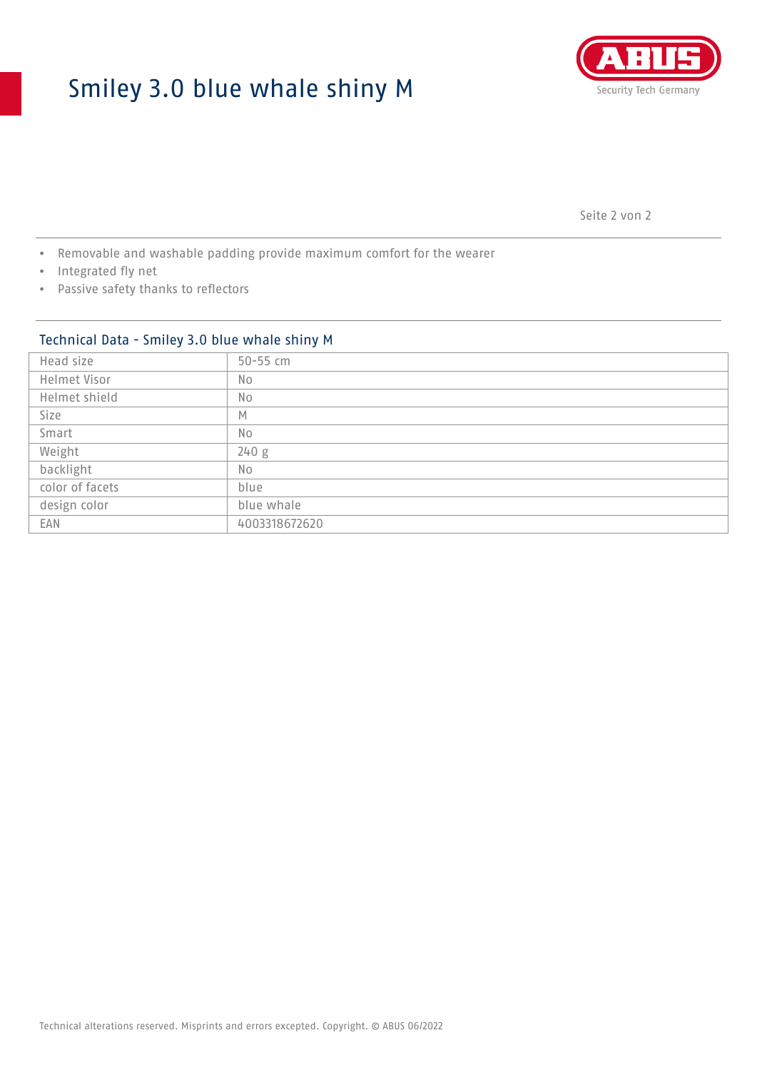# Smiley 3.0 blue whale shiny M

- Removable and washable padding provide maximum comfort for the wearer
- Integrated fly net
- Passive safety thanks to reflectors

## Technical Data - Smiley 3.0 blue whale shiny M

| | |
|---|---|
| Head size | 50-55 cm |
| Helmet Visor | No |
| Helmet shield | No |
| Size | M |
| Smart | No |
| Weight | 240 g |
| backlight | No |
| color of facets | blue |
| design color | blue whale |
| EAN | 4003318672620 |

Technical alterations reserved. Misprints and errors excepted. Copyright. © ABUS 06/2022